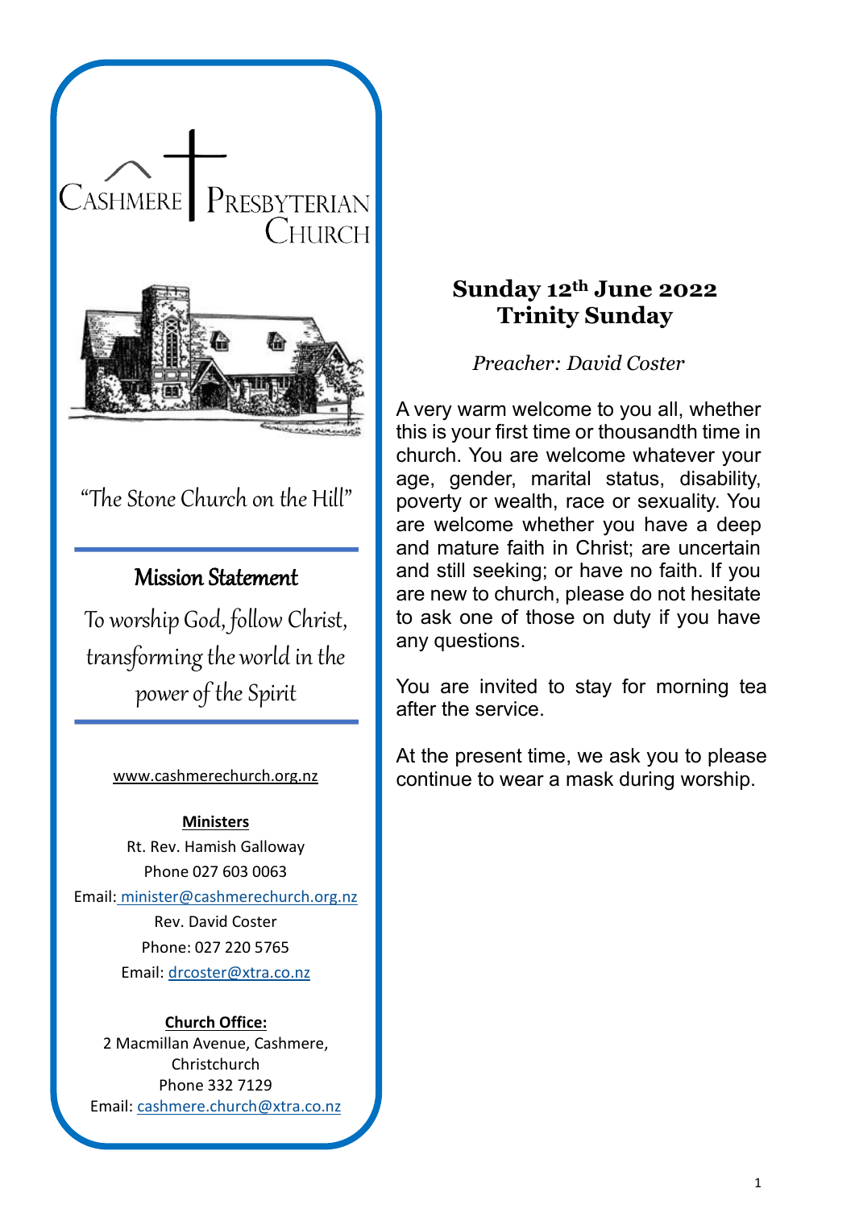# Cashmere Presbyterian Church

"The Stone Church on the Hill"

## Mission Statement

*To worship God, follow Christ, transforming the world in the power of the Spirit*

www.cashmerechurch.org.nz

**Ministers**

Rt. Rev. Hamish Galloway
Phone 027 603 0063
Email: minister@cashmerechurch.org.nz

Rev. David Coster
Phone: 027 220 5765
Email: drcoster@xtra.co.nz

**Church Office:**

2 Macmillan Avenue, Cashmere, Christchurch
Phone 332 7129
Email: cashmere.church@xtra.co.nz

## Sunday 12th June 2022
## Trinity Sunday

*Preacher: David Coster*

A very warm welcome to you all, whether this is your first time or thousandth time in church. You are welcome whatever your age, gender, marital status, disability, poverty or wealth, race or sexuality. You are welcome whether you have a deep and mature faith in Christ; are uncertain and still seeking; or have no faith. If you are new to church, please do not hesitate to ask one of those on duty if you have any questions.

You are invited to stay for morning tea after the service.

At the present time, we ask you to please continue to wear a mask during worship.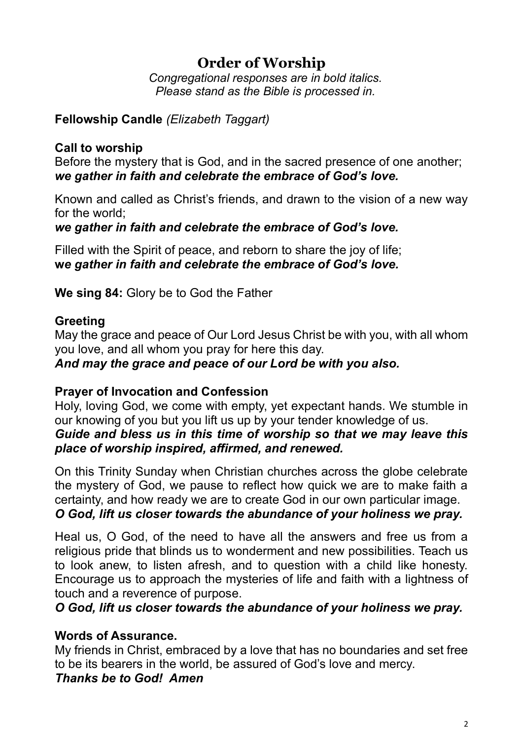# Order of Worship

*Congregational responses are in bold italics.*
*Please stand as the Bible is processed in.*

**Fellowship Candle** *(Elizabeth Taggart)*

**Call to worship**

Before the mystery that is God, and in the sacred presence of one another;
***we gather in faith and celebrate the embrace of God's love.***

Known and called as Christ's friends, and drawn to the vision of a new way for the world;
***we gather in faith and celebrate the embrace of God's love.***

Filled with the Spirit of peace, and reborn to share the joy of life;
***we gather in faith and celebrate the embrace of God's love.***

**We sing 84:** Glory be to God the Father

**Greeting**

May the grace and peace of Our Lord Jesus Christ be with you, with all whom you love, and all whom you pray for here this day.
***And may the grace and peace of our Lord be with you also.***

**Prayer of Invocation and Confession**

Holy, loving God, we come with empty, yet expectant hands. We stumble in our knowing of you but you lift us up by your tender knowledge of us.
***Guide and bless us in this time of worship so that we may leave this place of worship inspired, affirmed, and renewed.***

On this Trinity Sunday when Christian churches across the globe celebrate the mystery of God, we pause to reflect how quick we are to make faith a certainty, and how ready we are to create God in our own particular image.
***O God, lift us closer towards the abundance of your holiness we pray.***

Heal us, O God, of the need to have all the answers and free us from a religious pride that blinds us to wonderment and new possibilities. Teach us to look anew, to listen afresh, and to question with a child like honesty. Encourage us to approach the mysteries of life and faith with a lightness of touch and a reverence of purpose.
***O God, lift us closer towards the abundance of your holiness we pray.***

**Words of Assurance.**

My friends in Christ, embraced by a love that has no boundaries and set free to be its bearers in the world, be assured of God's love and mercy.
***Thanks be to God! Amen***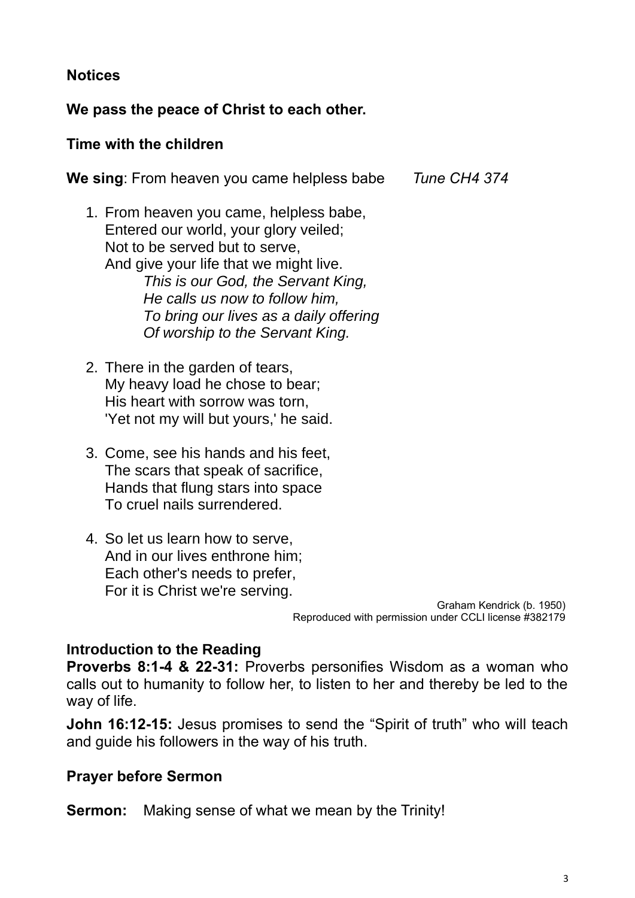**Notices**

**We pass the peace of Christ to each other.**

**Time with the children**

**We sing**: From heaven you came helpless babe *Tune CH4 374*

1. From heaven you came, helpless babe,
   Entered our world, your glory veiled;
   Not to be served but to serve,
   And give your life that we might live.
   *This is our God, the Servant King,*
   *He calls us now to follow him,*
   *To bring our lives as a daily offering*
   *Of worship to the Servant King.*

2. There in the garden of tears,
   My heavy load he chose to bear;
   His heart with sorrow was torn,
   'Yet not my will but yours,' he said.

3. Come, see his hands and his feet,
   The scars that speak of sacrifice,
   Hands that flung stars into space
   To cruel nails surrendered.

4. So let us learn how to serve,
   And in our lives enthrone him;
   Each other's needs to prefer,
   For it is Christ we're serving.

Graham Kendrick (b. 1950)
Reproduced with permission under CCLI license #382179

**Introduction to the Reading**

**Proverbs 8:1-4 & 22-31:** Proverbs personifies Wisdom as a woman who calls out to humanity to follow her, to listen to her and thereby be led to the way of life.

**John 16:12-15:** Jesus promises to send the "Spirit of truth" who will teach and guide his followers in the way of his truth.

**Prayer before Sermon**

**Sermon:** Making sense of what we mean by the Trinity!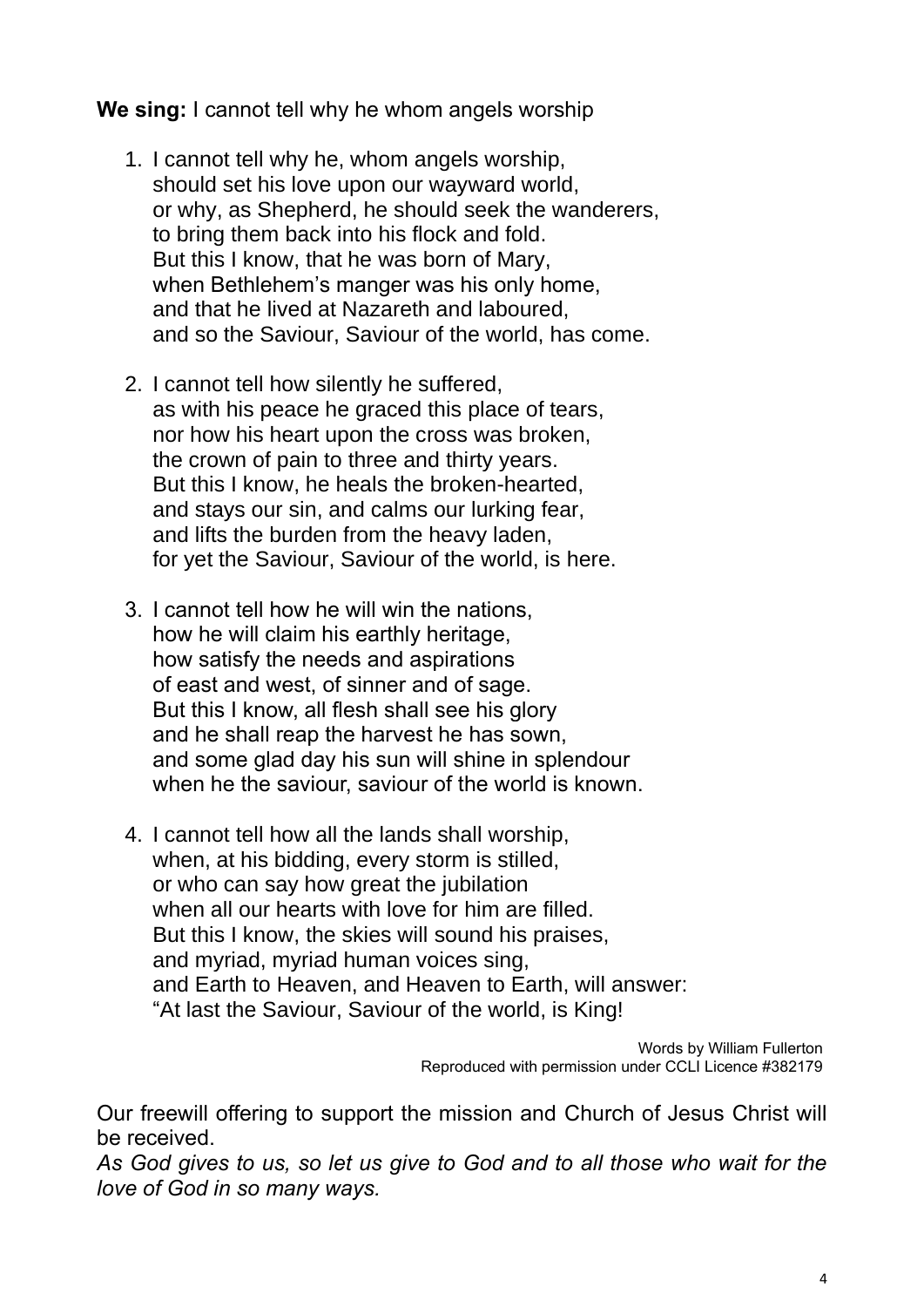**We sing:** I cannot tell why he whom angels worship

1. I cannot tell why he, whom angels worship,
   should set his love upon our wayward world,
   or why, as Shepherd, he should seek the wanderers,
   to bring them back into his flock and fold.
   But this I know, that he was born of Mary,
   when Bethlehem's manger was his only home,
   and that he lived at Nazareth and laboured,
   and so the Saviour, Saviour of the world, has come.

2. I cannot tell how silently he suffered,
   as with his peace he graced this place of tears,
   nor how his heart upon the cross was broken,
   the crown of pain to three and thirty years.
   But this I know, he heals the broken-hearted,
   and stays our sin, and calms our lurking fear,
   and lifts the burden from the heavy laden,
   for yet the Saviour, Saviour of the world, is here.

3. I cannot tell how he will win the nations,
   how he will claim his earthly heritage,
   how satisfy the needs and aspirations
   of east and west, of sinner and of sage.
   But this I know, all flesh shall see his glory
   and he shall reap the harvest he has sown,
   and some glad day his sun will shine in splendour
   when he the saviour, saviour of the world is known.

4. I cannot tell how all the lands shall worship,
   when, at his bidding, every storm is stilled,
   or who can say how great the jubilation
   when all our hearts with love for him are filled.
   But this I know, the skies will sound his praises,
   and myriad, myriad human voices sing,
   and Earth to Heaven, and Heaven to Earth, will answer:
   "At last the Saviour, Saviour of the world, is King!

Words by William Fullerton
Reproduced with permission under CCLI Licence #382179

Our freewill offering to support the mission and Church of Jesus Christ will be received.

*As God gives to us, so let us give to God and to all those who wait for the love of God in so many ways.*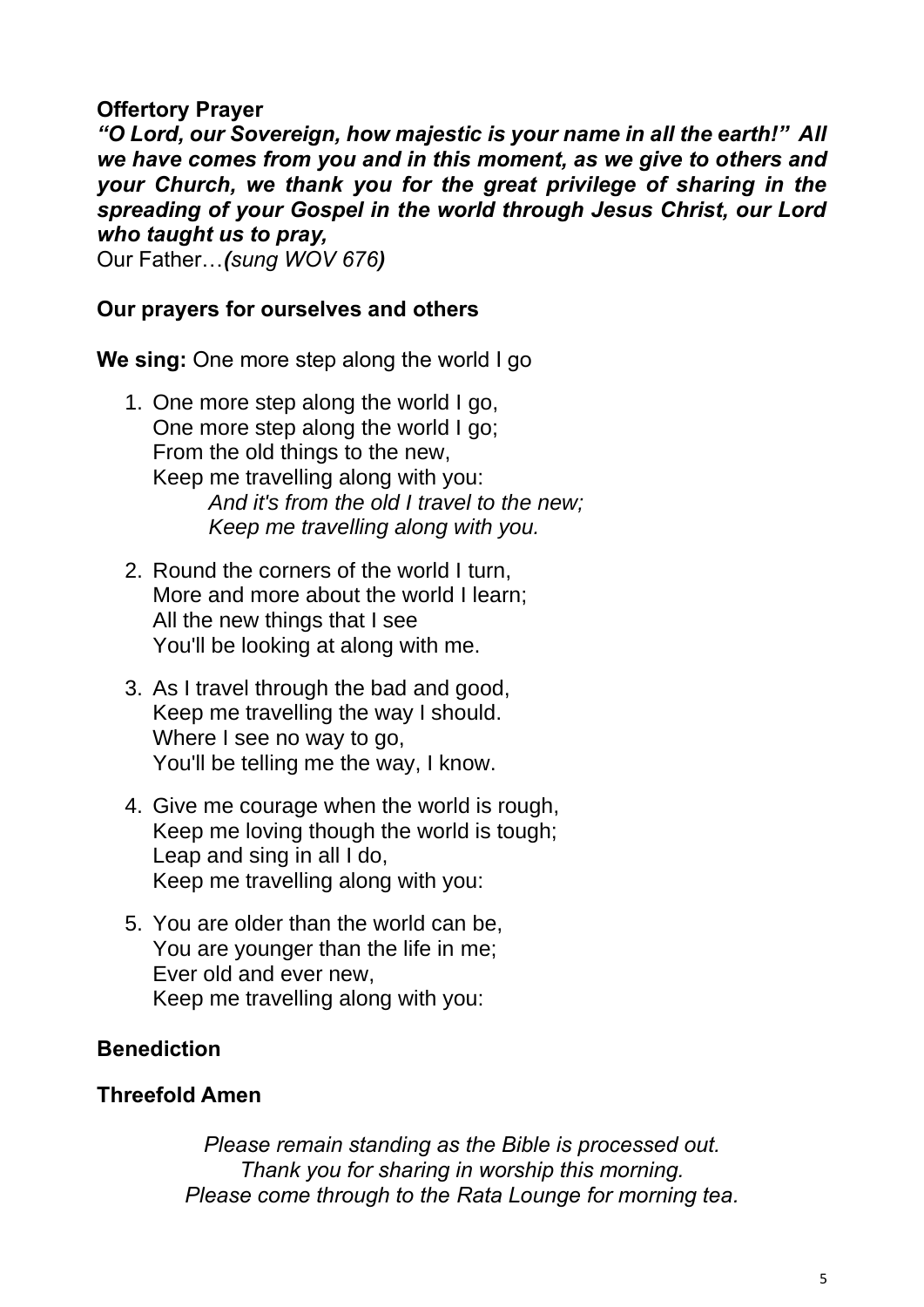**Offertory Prayer**

***"O Lord, our Sovereign, how majestic is your name in all the earth!" All we have comes from you and in this moment, as we give to others and your Church, we thank you for the great privilege of sharing in the spreading of your Gospel in the world through Jesus Christ, our Lord who taught us to pray,***

Our Father…***(****sung WOV 676****)***

**Our prayers for ourselves and others**

**We sing:** One more step along the world I go

1. One more step along the world I go,
   One more step along the world I go;
   From the old things to the new,
   Keep me travelling along with you:
   *And it's from the old I travel to the new;*
   *Keep me travelling along with you.*

2. Round the corners of the world I turn,
   More and more about the world I learn;
   All the new things that I see
   You'll be looking at along with me.

3. As I travel through the bad and good,
   Keep me travelling the way I should.
   Where I see no way to go,
   You'll be telling me the way, I know.

4. Give me courage when the world is rough,
   Keep me loving though the world is tough;
   Leap and sing in all I do,
   Keep me travelling along with you:

5. You are older than the world can be,
   You are younger than the life in me;
   Ever old and ever new,
   Keep me travelling along with you:

**Benediction**

**Threefold Amen**

*Please remain standing as the Bible is processed out.*
*Thank you for sharing in worship this morning.*
*Please come through to the Rata Lounge for morning tea.*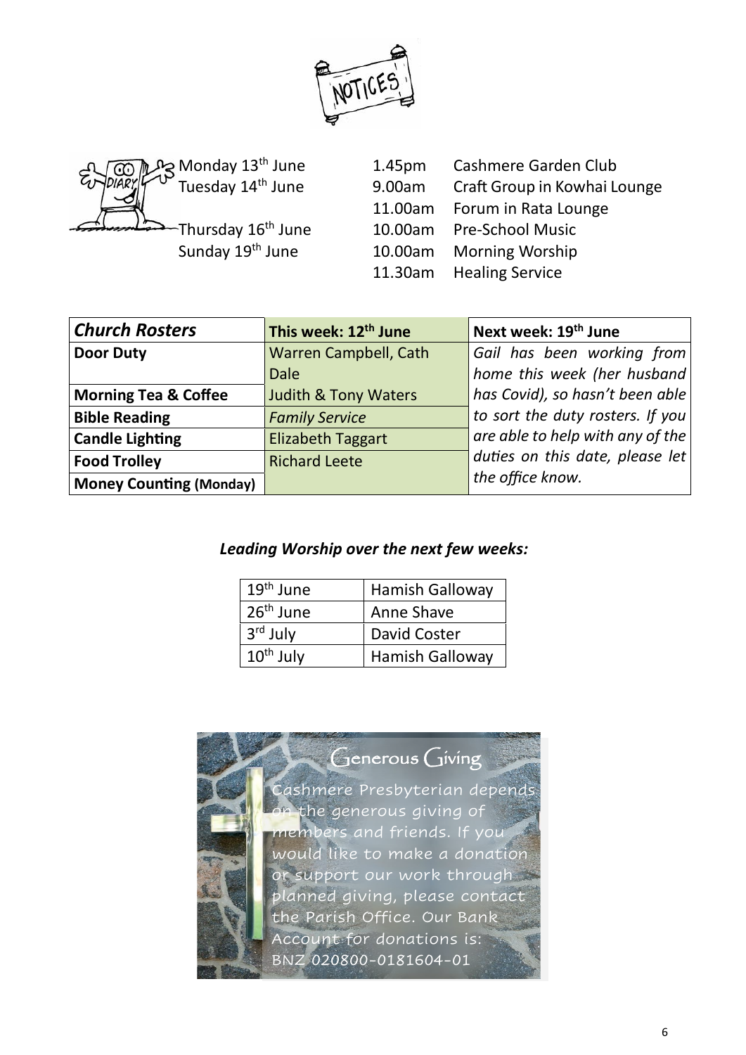# NOTICES

| | | |
|---|---|---|
| Monday 13th June | 1.45pm | Cashmere Garden Club |
| Tuesday 14th June | 9.00am | Craft Group in Kowhai Lounge |
| | 11.00am | Forum in Rata Lounge |
| Thursday 16th June | 10.00am | Pre-School Music |
| Sunday 19th June | 10.00am | Morning Worship |
| | 11.30am | Healing Service |

| ***Church Rosters*** | **This week: 12th June** | **Next week: 19th June** |
|---|---|---|
| **Door Duty** | Warren Campbell, Cath Dale | *Gail has been working from home this week (her husband has Covid), so hasn't been able to sort the duty rosters. If you are able to help with any of the duties on this date, please let the office know.* |
| **Morning Tea & Coffee** | Judith & Tony Waters | |
| **Bible Reading** | *Family Service* | |
| **Candle Lighting** | Elizabeth Taggart | |
| **Food Trolley** | Richard Leete | |
| **Money Counting (Monday)** | | |

***Leading Worship over the next few weeks:***

| | |
|---|---|
| 19th June | Hamish Galloway |
| 26th June | Anne Shave |
| 3rd July | David Coster |
| 10th July | Hamish Galloway |

## Generous Giving

Cashmere Presbyterian depends on the generous giving of members and friends. If you would like to make a donation or support our work through planned giving, please contact the Parish Office. Our Bank Account for donations is: BNZ 020800-0181604-01